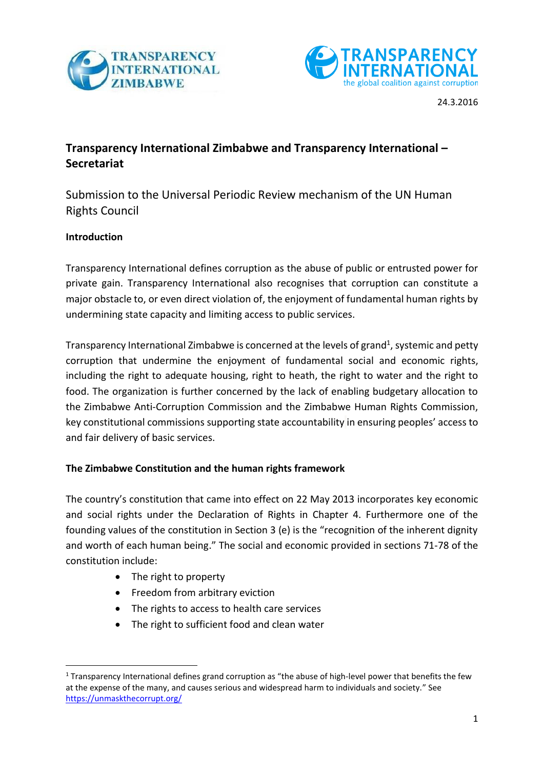TRANSPARENCY INTERNATIONAL ZIMBABWE

TRANSPARENCY INTERNATIONAL
the global coalition against corruption

24.3.2016

# Transparency International Zimbabwe and Transparency International – Secretariat

## Submission to the Universal Periodic Review mechanism of the UN Human Rights Council

### Introduction

Transparency International defines corruption as the abuse of public or entrusted power for private gain. Transparency International also recognises that corruption can constitute a major obstacle to, or even direct violation of, the enjoyment of fundamental human rights by undermining state capacity and limiting access to public services.

Transparency International Zimbabwe is concerned at the levels of grand[1], systemic and petty corruption that undermine the enjoyment of fundamental social and economic rights, including the right to adequate housing, right to heath, the right to water and the right to food. The organization is further concerned by the lack of enabling budgetary allocation to the Zimbabwe Anti-Corruption Commission and the Zimbabwe Human Rights Commission, key constitutional commissions supporting state accountability in ensuring peoples' access to and fair delivery of basic services.

### The Zimbabwe Constitution and the human rights framework

The country's constitution that came into effect on 22 May 2013 incorporates key economic and social rights under the Declaration of Rights in Chapter 4. Furthermore one of the founding values of the constitution in Section 3 (e) is the "recognition of the inherent dignity and worth of each human being." The social and economic provided in sections 71-78 of the constitution include:

- The right to property
- Freedom from arbitrary eviction
- The rights to access to health care services
- The right to sufficient food and clean water

[1] Transparency International defines grand corruption as "the abuse of high-level power that benefits the few at the expense of the many, and causes serious and widespread harm to individuals and society." See https://unmaskthecorrupt.org/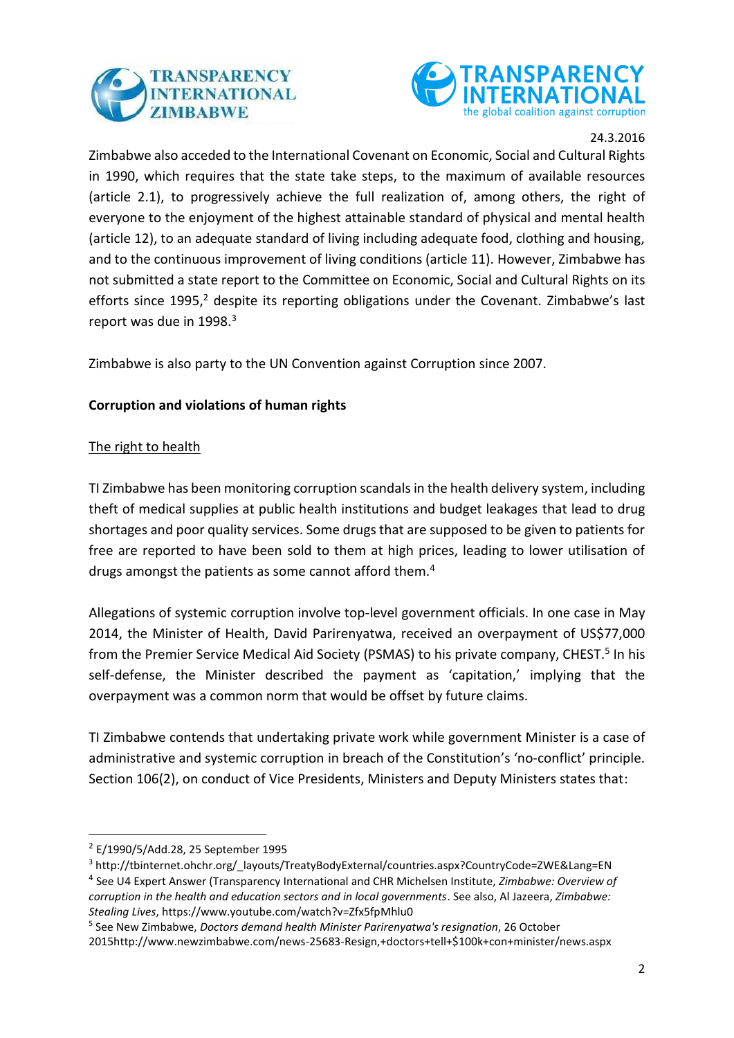Zimbabwe also acceded to the International Covenant on Economic, Social and Cultural Rights in 1990, which requires that the state take steps, to the maximum of available resources (article 2.1), to progressively achieve the full realization of, among others, the right of everyone to the enjoyment of the highest attainable standard of physical and mental health (article 12), to an adequate standard of living including adequate food, clothing and housing, and to the continuous improvement of living conditions (article 11). However, Zimbabwe has not submitted a state report to the Committee on Economic, Social and Cultural Rights on its efforts since 1995,[2] despite its reporting obligations under the Covenant. Zimbabwe's last report was due in 1998.[3]

Zimbabwe is also party to the UN Convention against Corruption since 2007.

**Corruption and violations of human rights**

The right to health

TI Zimbabwe has been monitoring corruption scandals in the health delivery system, including theft of medical supplies at public health institutions and budget leakages that lead to drug shortages and poor quality services. Some drugs that are supposed to be given to patients for free are reported to have been sold to them at high prices, leading to lower utilisation of drugs amongst the patients as some cannot afford them.[4]

Allegations of systemic corruption involve top-level government officials. In one case in May 2014, the Minister of Health, David Parirenyatwa, received an overpayment of US$77,000 from the Premier Service Medical Aid Society (PSMAS) to his private company, CHEST.[5] In his self-defense, the Minister described the payment as 'capitation,' implying that the overpayment was a common norm that would be offset by future claims.

TI Zimbabwe contends that undertaking private work while government Minister is a case of administrative and systemic corruption in breach of the Constitution's 'no-conflict' principle. Section 106(2), on conduct of Vice Presidents, Ministers and Deputy Ministers states that:

---

[2] E/1990/5/Add.28, 25 September 1995

[3] http://tbinternet.ohchr.org/_layouts/TreatyBodyExternal/countries.aspx?CountryCode=ZWE&Lang=EN

[4] See U4 Expert Answer (Transparency International and CHR Michelsen Institute, *Zimbabwe: Overview of corruption in the health and education sectors and in local governments*. See also, Al Jazeera, *Zimbabwe: Stealing Lives*, https://www.youtube.com/watch?v=Zfx5fpMhlu0

[5] See New Zimbabwe, *Doctors demand health Minister Parirenyatwa's resignation*, 26 October 2015http://www.newzimbabwe.com/news-25683-Resign,+doctors+tell+$100k+con+minister/news.aspx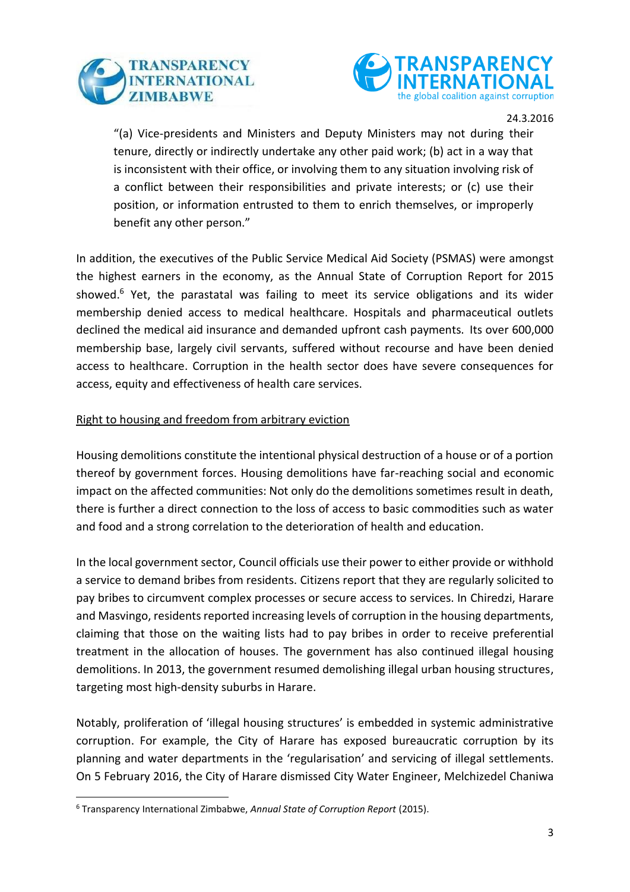"(a) Vice-presidents and Ministers and Deputy Ministers may not during their tenure, directly or indirectly undertake any other paid work; (b) act in a way that is inconsistent with their office, or involving them to any situation involving risk of a conflict between their responsibilities and private interests; or (c) use their position, or information entrusted to them to enrich themselves, or improperly benefit any other person."

In addition, the executives of the Public Service Medical Aid Society (PSMAS) were amongst the highest earners in the economy, as the Annual State of Corruption Report for 2015 showed.[6] Yet, the parastatal was failing to meet its service obligations and its wider membership denied access to medical healthcare. Hospitals and pharmaceutical outlets declined the medical aid insurance and demanded upfront cash payments. Its over 600,000 membership base, largely civil servants, suffered without recourse and have been denied access to healthcare. Corruption in the health sector does have severe consequences for access, equity and effectiveness of health care services.

<u>Right to housing and freedom from arbitrary eviction</u>

Housing demolitions constitute the intentional physical destruction of a house or of a portion thereof by government forces. Housing demolitions have far-reaching social and economic impact on the affected communities: Not only do the demolitions sometimes result in death, there is further a direct connection to the loss of access to basic commodities such as water and food and a strong correlation to the deterioration of health and education.

In the local government sector, Council officials use their power to either provide or withhold a service to demand bribes from residents. Citizens report that they are regularly solicited to pay bribes to circumvent complex processes or secure access to services. In Chiredzi, Harare and Masvingo, residents reported increasing levels of corruption in the housing departments, claiming that those on the waiting lists had to pay bribes in order to receive preferential treatment in the allocation of houses. The government has also continued illegal housing demolitions. In 2013, the government resumed demolishing illegal urban housing structures, targeting most high-density suburbs in Harare.

Notably, proliferation of 'illegal housing structures' is embedded in systemic administrative corruption. For example, the City of Harare has exposed bureaucratic corruption by its planning and water departments in the 'regularisation' and servicing of illegal settlements. On 5 February 2016, the City of Harare dismissed City Water Engineer, Melchizedel Chaniwa

[6] Transparency International Zimbabwe, *Annual State of Corruption Report* (2015).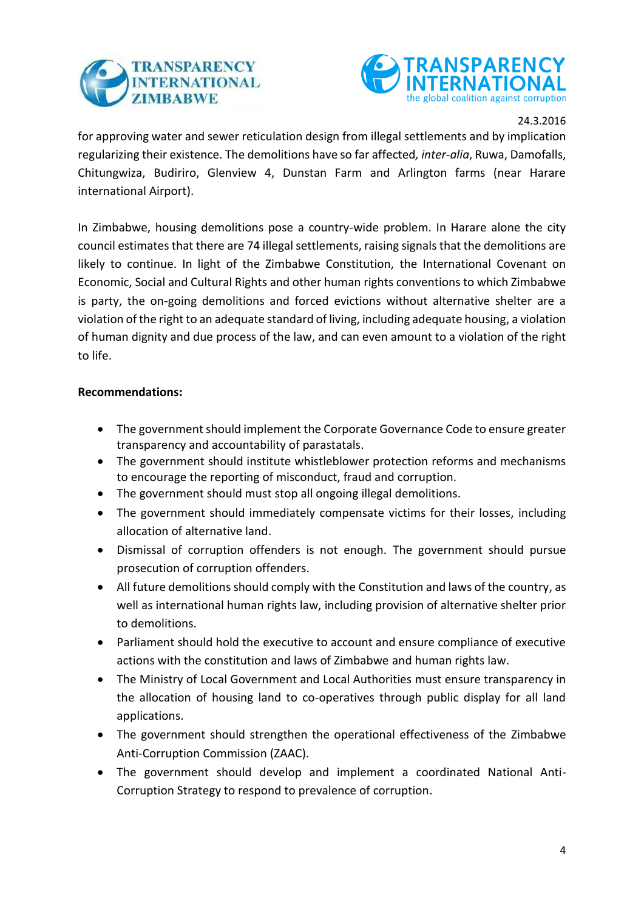for approving water and sewer reticulation design from illegal settlements and by implication regularizing their existence. The demolitions have so far affected, *inter-alia*, Ruwa, Damofalls, Chitungwiza, Budiriro, Glenview 4, Dunstan Farm and Arlington farms (near Harare international Airport).

In Zimbabwe, housing demolitions pose a country-wide problem. In Harare alone the city council estimates that there are 74 illegal settlements, raising signals that the demolitions are likely to continue. In light of the Zimbabwe Constitution, the International Covenant on Economic, Social and Cultural Rights and other human rights conventions to which Zimbabwe is party, the on-going demolitions and forced evictions without alternative shelter are a violation of the right to an adequate standard of living, including adequate housing, a violation of human dignity and due process of the law, and can even amount to a violation of the right to life.

**Recommendations:**

- The government should implement the Corporate Governance Code to ensure greater transparency and accountability of parastatals.
- The government should institute whistleblower protection reforms and mechanisms to encourage the reporting of misconduct, fraud and corruption.
- The government should must stop all ongoing illegal demolitions.
- The government should immediately compensate victims for their losses, including allocation of alternative land.
- Dismissal of corruption offenders is not enough. The government should pursue prosecution of corruption offenders.
- All future demolitions should comply with the Constitution and laws of the country, as well as international human rights law, including provision of alternative shelter prior to demolitions.
- Parliament should hold the executive to account and ensure compliance of executive actions with the constitution and laws of Zimbabwe and human rights law.
- The Ministry of Local Government and Local Authorities must ensure transparency in the allocation of housing land to co-operatives through public display for all land applications.
- The government should strengthen the operational effectiveness of the Zimbabwe Anti-Corruption Commission (ZAAC).
- The government should develop and implement a coordinated National Anti-Corruption Strategy to respond to prevalence of corruption.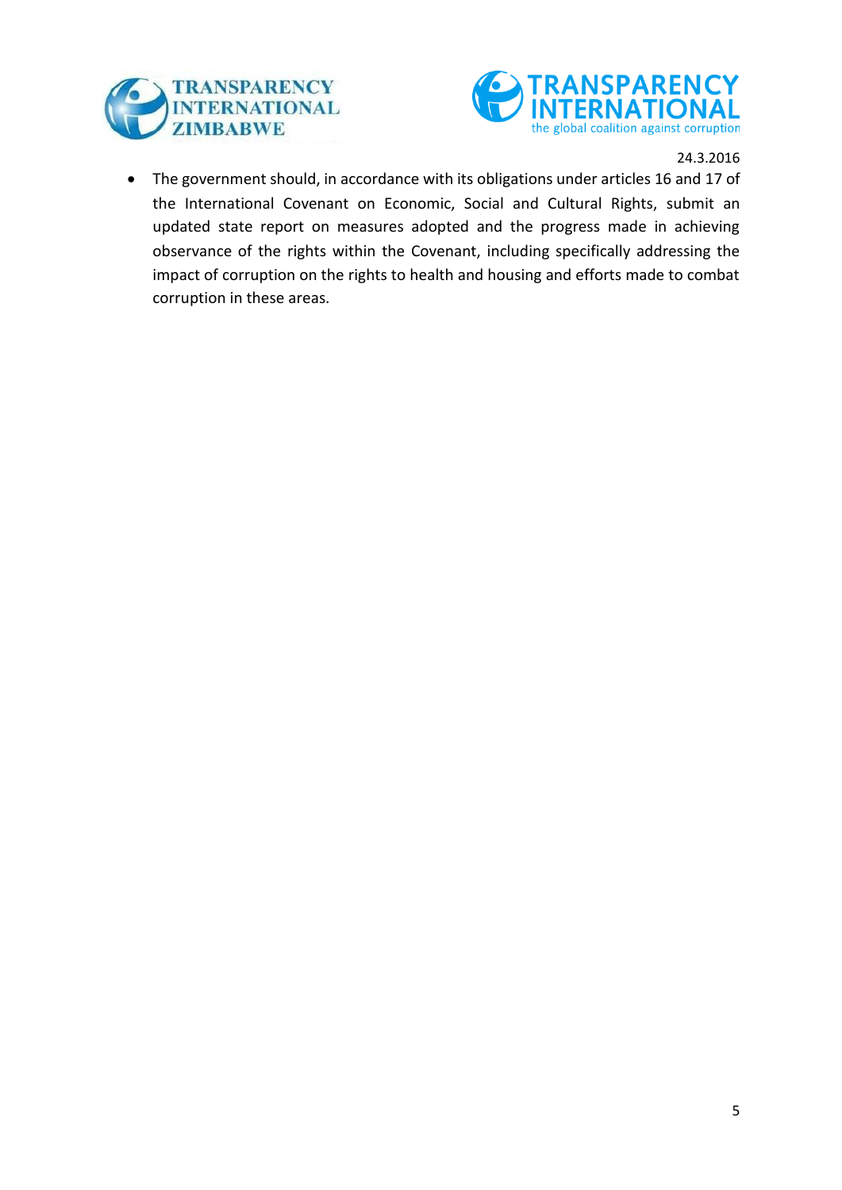- The government should, in accordance with its obligations under articles 16 and 17 of the International Covenant on Economic, Social and Cultural Rights, submit an updated state report on measures adopted and the progress made in achieving observance of the rights within the Covenant, including specifically addressing the impact of corruption on the rights to health and housing and efforts made to combat corruption in these areas.